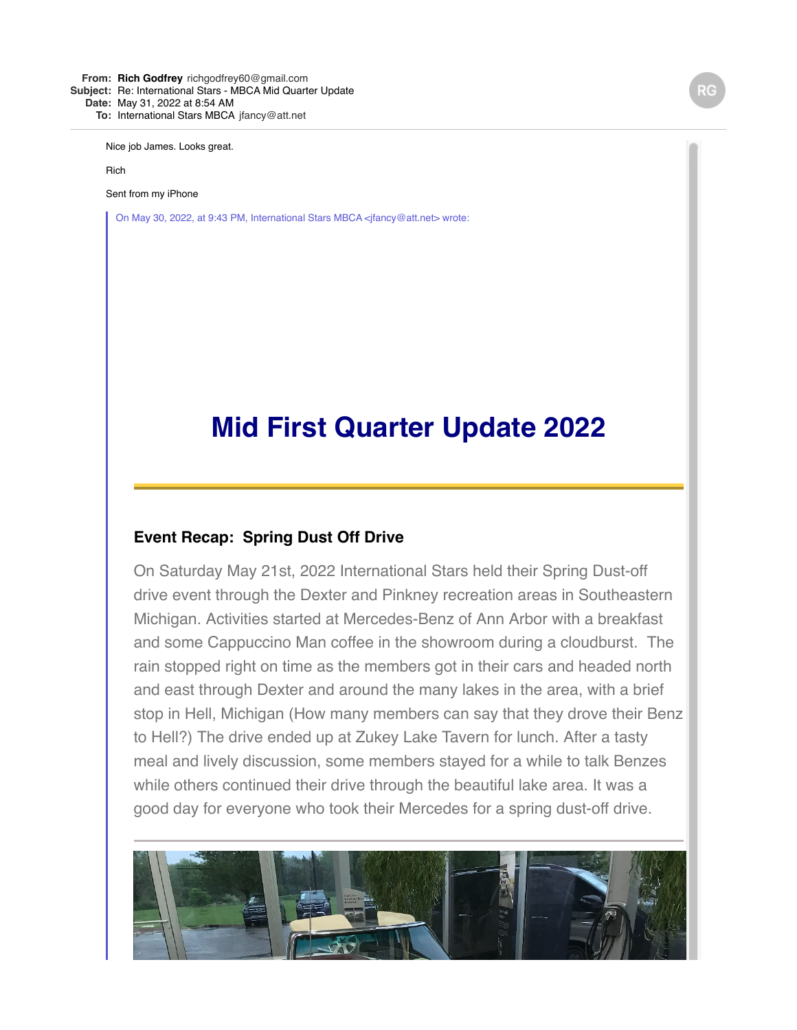**From:** Rich Godfrey richgodfrey60@gmail.com
**Subject:** Re: International Stars - MBCA Mid Quarter Update
**Date:** May 31, 2022 at 8:54 AM
**To:** International Stars MBCA jfancy@att.net

Nice job James. Looks great.

Rich

Sent from my iPhone

On May 30, 2022, at 9:43 PM, International Stars MBCA <jfancy@att.net> wrote:

# Mid First Quarter Update 2022

### Event Recap: Spring Dust Off Drive

On Saturday May 21st, 2022 International Stars held their Spring Dust-off drive event through the Dexter and Pinkney recreation areas in Southeastern Michigan. Activities started at Mercedes-Benz of Ann Arbor with a breakfast and some Cappuccino Man coffee in the showroom during a cloudburst. The rain stopped right on time as the members got in their cars and headed north and east through Dexter and around the many lakes in the area, with a brief stop in Hell, Michigan (How many members can say that they drove their Benz to Hell?) The drive ended up at Zukey Lake Tavern for lunch. After a tasty meal and lively discussion, some members stayed for a while to talk Benzes while others continued their drive through the beautiful lake area. It was a good day for everyone who took their Mercedes for a spring dust-off drive.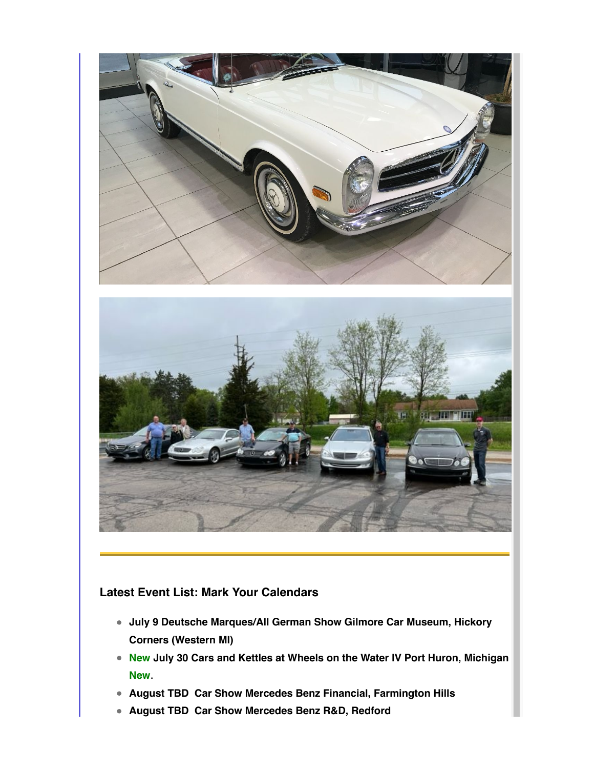### Latest Event List: Mark Your Calendars

- **July 9 Deutsche Marques/All German Show Gilmore Car Museum, Hickory Corners (Western MI)**
- **New July 30 Cars and Kettles at Wheels on the Water IV Port Huron, Michigan New.**
- **August TBD  Car Show Mercedes Benz Financial, Farmington Hills**
- **August TBD  Car Show Mercedes Benz R&D, Redford**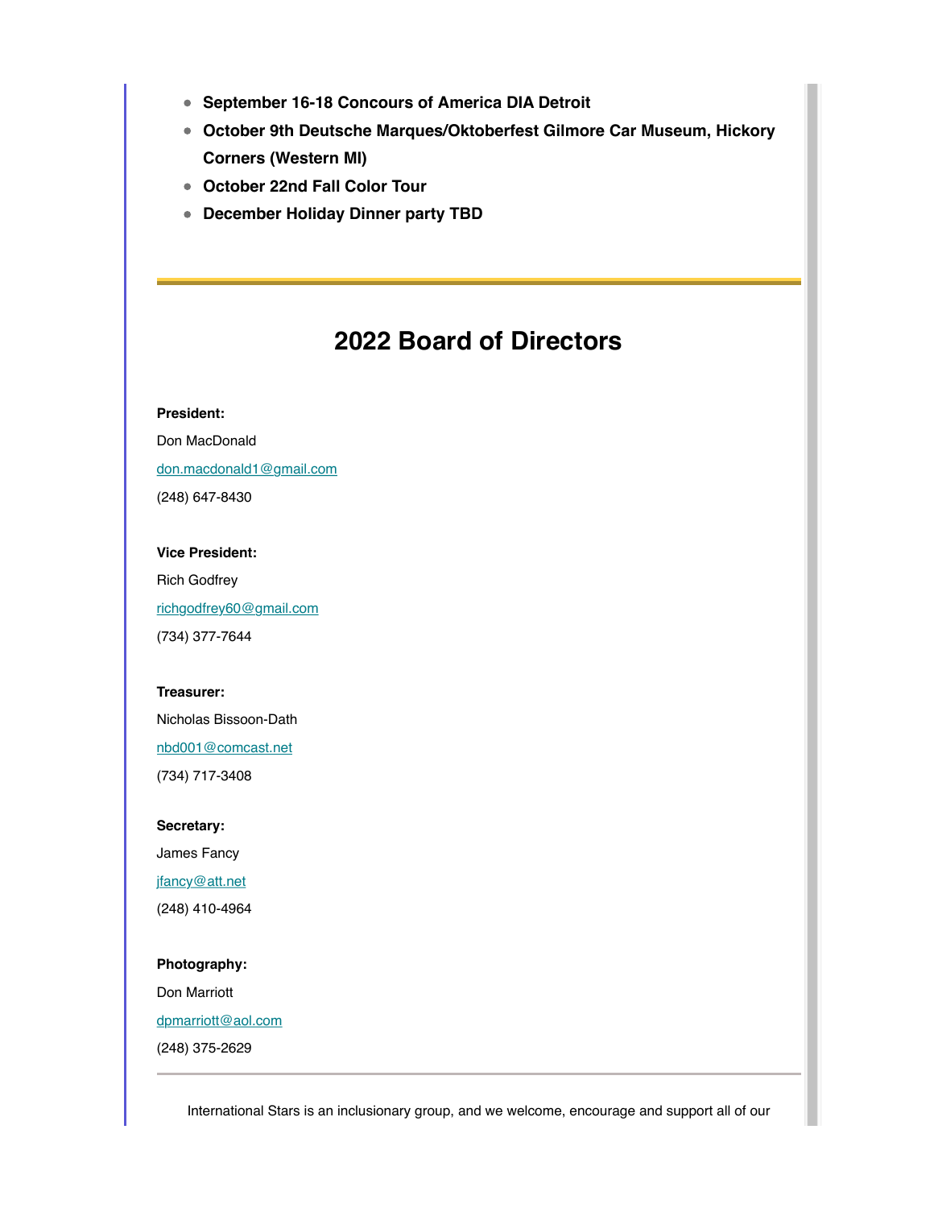- **September 16-18 Concours of America DIA Detroit**
- **October 9th Deutsche Marques/Oktoberfest Gilmore Car Museum, Hickory Corners (Western MI)**
- **October 22nd Fall Color Tour**
- **December Holiday Dinner party TBD**

---

## 2022 Board of Directors

**President:**

Don MacDonald

don.macdonald1@gmail.com

(248) 647-8430

**Vice President:**

Rich Godfrey

richgodfrey60@gmail.com

(734) 377-7644

**Treasurer:**

Nicholas Bissoon-Dath

nbd001@comcast.net

(734) 717-3408

**Secretary:**

James Fancy

jfancy@att.net

(248) 410-4964

**Photography:**

Don Marriott

dpmarriott@aol.com

(248) 375-2629

---

International Stars is an inclusionary group, and we welcome, encourage and support all of our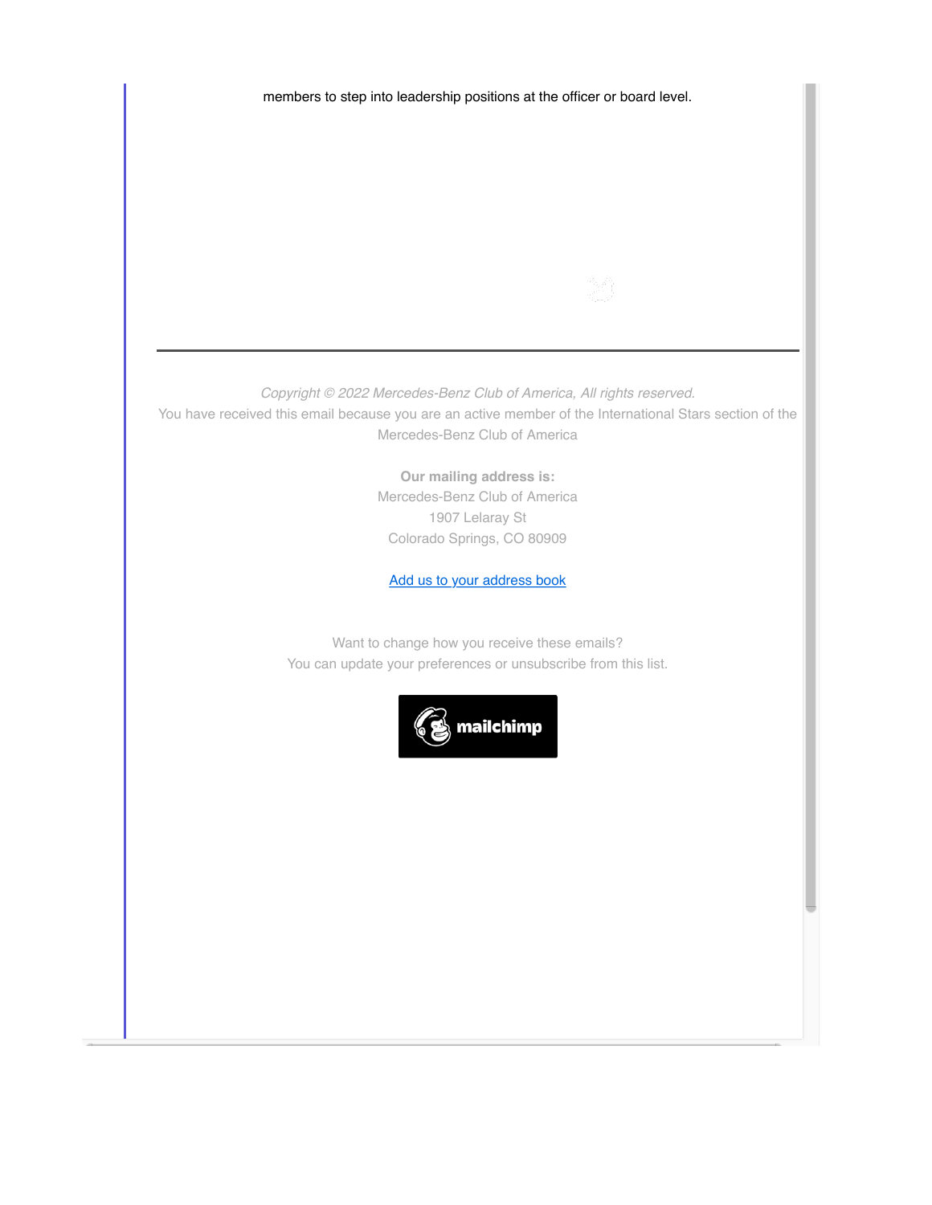members to step into leadership positions at the officer or board level.

---

*Copyright © 2022 Mercedes-Benz Club of America, All rights reserved.*
You have received this email because you are an active member of the International Stars section of the Mercedes-Benz Club of America

**Our mailing address is:**
Mercedes-Benz Club of America
1907 Lelaray St
Colorado Springs, CO 80909

Add us to your address book

Want to change how you receive these emails?
You can update your preferences or unsubscribe from this list.

mailchimp